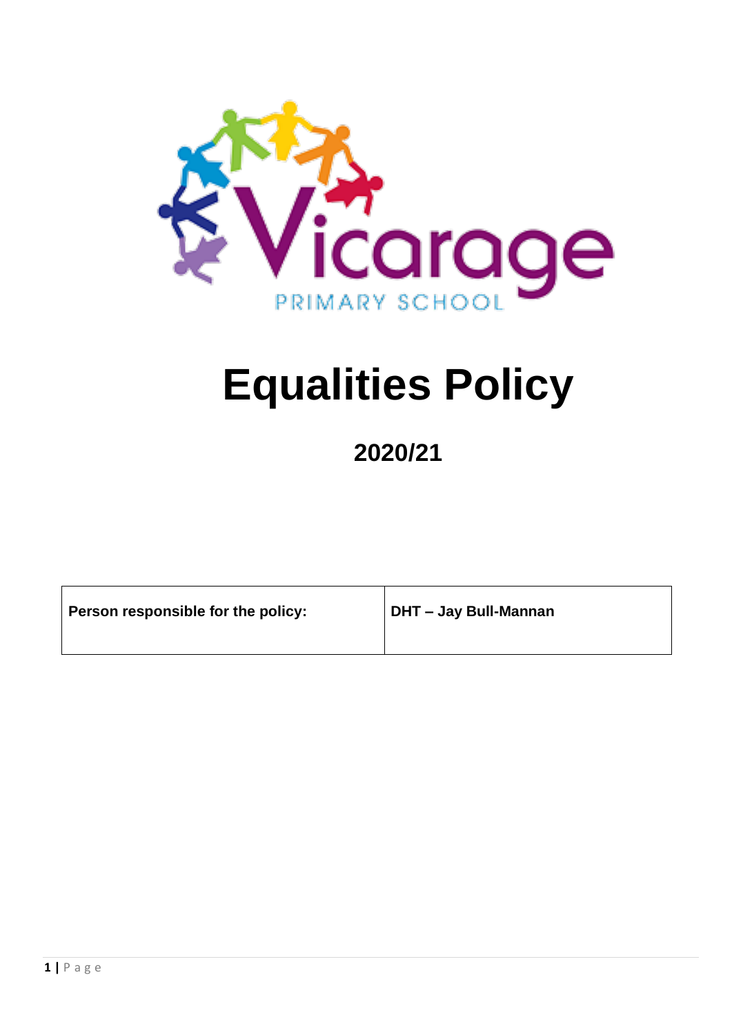Vicarage

PRIMARY SCHOOL

# Equalities Policy

## 2020/21

| **Person responsible for the policy:** | **DHT – Jay Bull-Mannan** |
| --- | --- |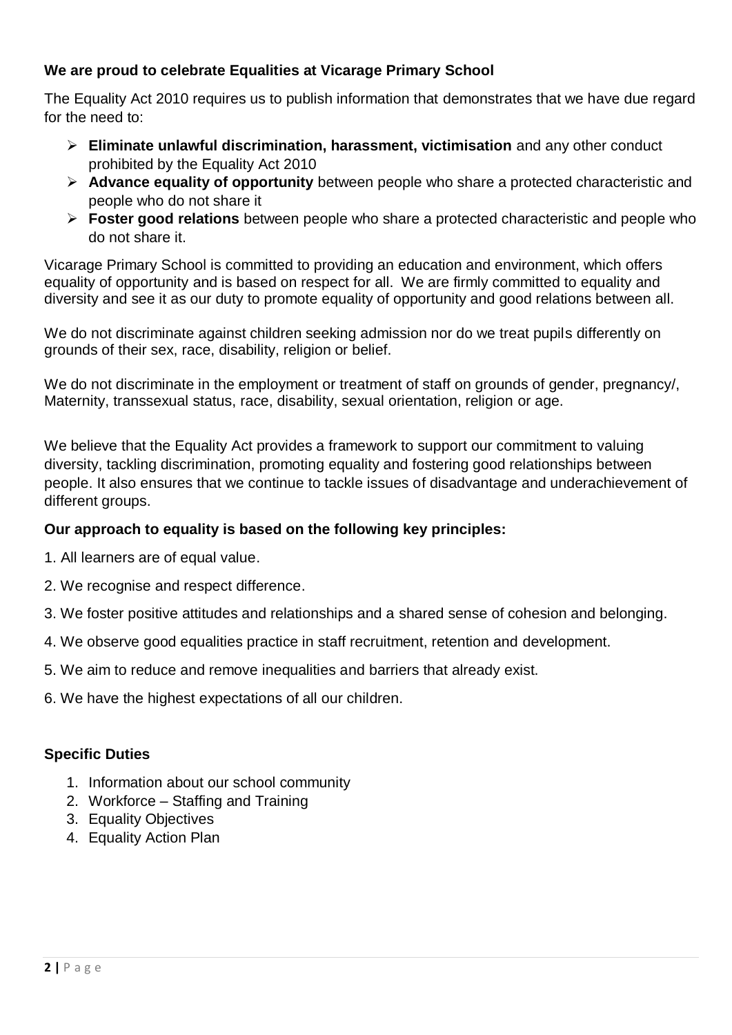**We are proud to celebrate Equalities at Vicarage Primary School**

The Equality Act 2010 requires us to publish information that demonstrates that we have due regard for the need to:

- **Eliminate unlawful discrimination, harassment, victimisation** and any other conduct prohibited by the Equality Act 2010
- **Advance equality of opportunity** between people who share a protected characteristic and people who do not share it
- **Foster good relations** between people who share a protected characteristic and people who do not share it.

Vicarage Primary School is committed to providing an education and environment, which offers equality of opportunity and is based on respect for all. We are firmly committed to equality and diversity and see it as our duty to promote equality of opportunity and good relations between all.

We do not discriminate against children seeking admission nor do we treat pupils differently on grounds of their sex, race, disability, religion or belief.

We do not discriminate in the employment or treatment of staff on grounds of gender, pregnancy/, Maternity, transsexual status, race, disability, sexual orientation, religion or age.

We believe that the Equality Act provides a framework to support our commitment to valuing diversity, tackling discrimination, promoting equality and fostering good relationships between people. It also ensures that we continue to tackle issues of disadvantage and underachievement of different groups.

**Our approach to equality is based on the following key principles:**

1. All learners are of equal value.

2. We recognise and respect difference.

3. We foster positive attitudes and relationships and a shared sense of cohesion and belonging.

4. We observe good equalities practice in staff recruitment, retention and development.

5. We aim to reduce and remove inequalities and barriers that already exist.

6. We have the highest expectations of all our children.

**Specific Duties**

1. Information about our school community
2. Workforce – Staffing and Training
3. Equality Objectives
4. Equality Action Plan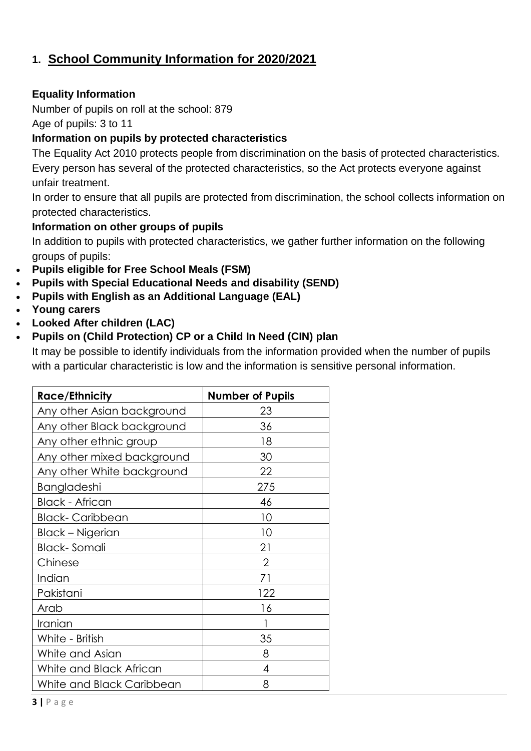## 1. School Community Information for 2020/2021

### Equality Information

Number of pupils on roll at the school: 879

Age of pupils: 3 to 11

### Information on pupils by protected characteristics

The Equality Act 2010 protects people from discrimination on the basis of protected characteristics. Every person has several of the protected characteristics, so the Act protects everyone against unfair treatment.

In order to ensure that all pupils are protected from discrimination, the school collects information on protected characteristics.

### Information on other groups of pupils

In addition to pupils with protected characteristics, we gather further information on the following groups of pupils:

- **Pupils eligible for Free School Meals (FSM)**
- **Pupils with Special Educational Needs and disability (SEND)**
- **Pupils with English as an Additional Language (EAL)**
- **Young carers**
- **Looked After children (LAC)**
- **Pupils on (Child Protection) CP or a Child In Need (CIN) plan**

It may be possible to identify individuals from the information provided when the number of pupils with a particular characteristic is low and the information is sensitive personal information.

| Race/Ethnicity | Number of Pupils |
|---|---|
| Any other Asian background | 23 |
| Any other Black background | 36 |
| Any other ethnic group | 18 |
| Any other mixed background | 30 |
| Any other White background | 22 |
| Bangladeshi | 275 |
| Black - African | 46 |
| Black- Caribbean | 10 |
| Black – Nigerian | 10 |
| Black- Somali | 21 |
| Chinese | 2 |
| Indian | 71 |
| Pakistani | 122 |
| Arab | 16 |
| Iranian | 1 |
| White - British | 35 |
| White and Asian | 8 |
| White and Black African | 4 |
| White and Black Caribbean | 8 |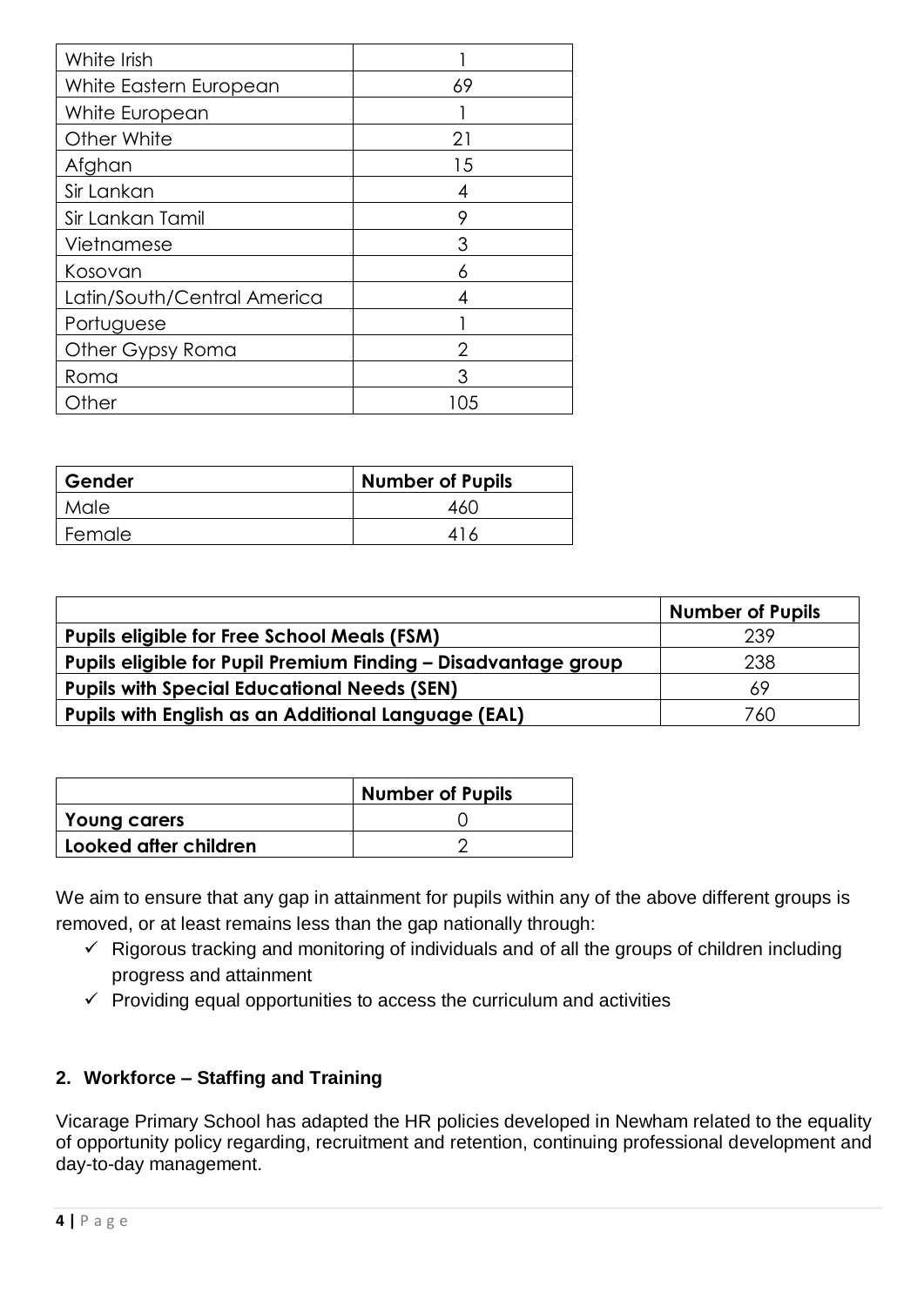| | |
|---|---|
| White Irish | 1 |
| White Eastern European | 69 |
| White European | 1 |
| Other White | 21 |
| Afghan | 15 |
| Sir Lankan | 4 |
| Sir Lankan Tamil | 9 |
| Vietnamese | 3 |
| Kosovan | 6 |
| Latin/South/Central America | 4 |
| Portuguese | 1 |
| Other Gypsy Roma | 2 |
| Roma | 3 |
| Other | 105 |

| **Gender** | **Number of Pupils** |
|---|---|
| Male | 460 |
| Female | 416 |

| | **Number of Pupils** |
|---|---|
| **Pupils eligible for Free School Meals (FSM)** | 239 |
| **Pupils eligible for Pupil Premium Finding – Disadvantage group** | 238 |
| **Pupils with Special Educational Needs (SEN)** | 69 |
| **Pupils with English as an Additional Language (EAL)** | 760 |

| | **Number of Pupils** |
|---|---|
| **Young carers** | 0 |
| **Looked after children** | 2 |

We aim to ensure that any gap in attainment for pupils within any of the above different groups is removed, or at least remains less than the gap nationally through:

- ✓ Rigorous tracking and monitoring of individuals and of all the groups of children including progress and attainment
- ✓ Providing equal opportunities to access the curriculum and activities

## 2. Workforce – Staffing and Training

Vicarage Primary School has adapted the HR policies developed in Newham related to the equality of opportunity policy regarding, recruitment and retention, continuing professional development and day-to-day management.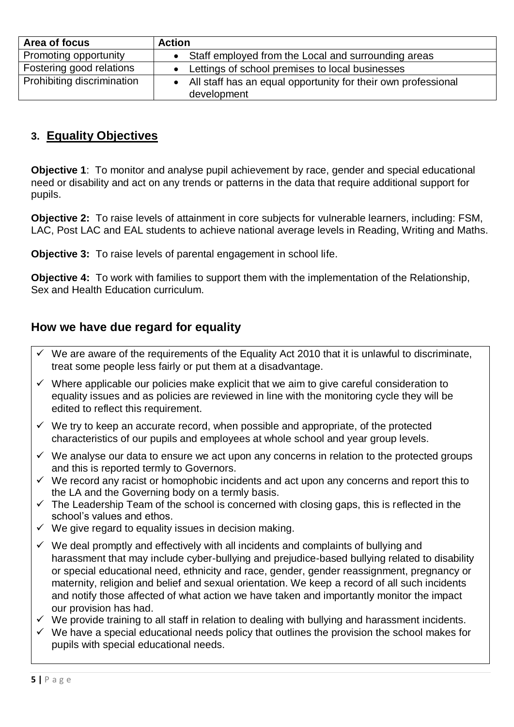| Area of focus | Action |
|---|---|
| Promoting opportunity | • Staff employed from the Local and surrounding areas |
| Fostering good relations | • Lettings of school premises to local businesses |
| Prohibiting discrimination | • All staff has an equal opportunity for their own professional development |

## 3. Equality Objectives

**Objective 1**: To monitor and analyse pupil achievement by race, gender and special educational need or disability and act on any trends or patterns in the data that require additional support for pupils.

**Objective 2:** To raise levels of attainment in core subjects for vulnerable learners, including: FSM, LAC, Post LAC and EAL students to achieve national average levels in Reading, Writing and Maths.

**Objective 3:** To raise levels of parental engagement in school life.

**Objective 4:** To work with families to support them with the implementation of the Relationship, Sex and Health Education curriculum.

## How we have due regard for equality

- ✓ We are aware of the requirements of the Equality Act 2010 that it is unlawful to discriminate, treat some people less fairly or put them at a disadvantage.
- ✓ Where applicable our policies make explicit that we aim to give careful consideration to equality issues and as policies are reviewed in line with the monitoring cycle they will be edited to reflect this requirement.
- ✓ We try to keep an accurate record, when possible and appropriate, of the protected characteristics of our pupils and employees at whole school and year group levels.
- ✓ We analyse our data to ensure we act upon any concerns in relation to the protected groups and this is reported termly to Governors.
- ✓ We record any racist or homophobic incidents and act upon any concerns and report this to the LA and the Governing body on a termly basis.
- ✓ The Leadership Team of the school is concerned with closing gaps, this is reflected in the school's values and ethos.
- ✓ We give regard to equality issues in decision making.
- ✓ We deal promptly and effectively with all incidents and complaints of bullying and harassment that may include cyber-bullying and prejudice-based bullying related to disability or special educational need, ethnicity and race, gender, gender reassignment, pregnancy or maternity, religion and belief and sexual orientation. We keep a record of all such incidents and notify those affected of what action we have taken and importantly monitor the impact our provision has had.
- ✓ We provide training to all staff in relation to dealing with bullying and harassment incidents.
- ✓ We have a special educational needs policy that outlines the provision the school makes for pupils with special educational needs.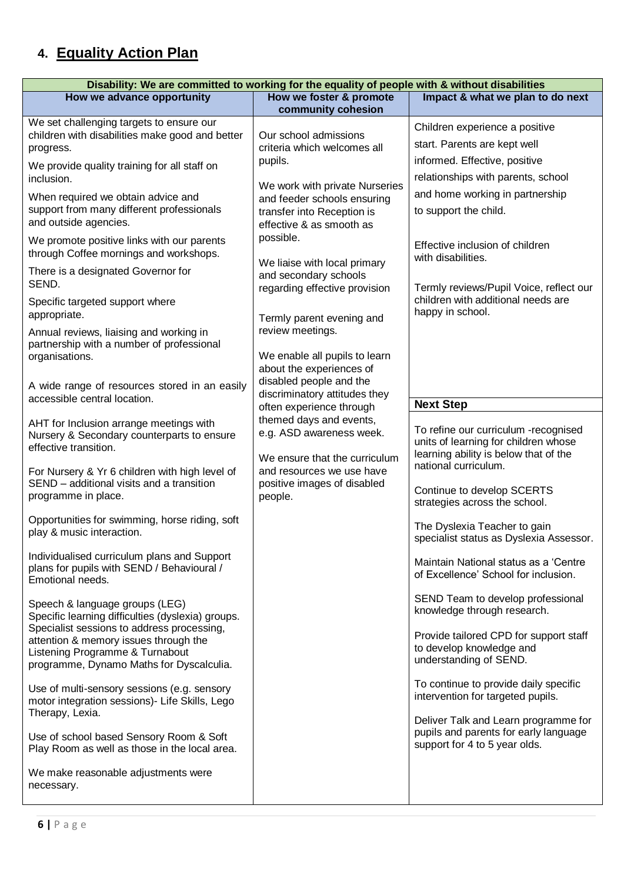## 4. Equality Action Plan

| Disability: We are committed to working for the equality of people with & without disabilities | | |
|---|---|---|
| **How we advance opportunity** | **How we foster & promote community cohesion** | **Impact & what we plan to do next** |
| We set challenging targets to ensure our children with disabilities make good and better progress.<br><br>We provide quality training for all staff on inclusion.<br><br>When required we obtain advice and support from many different professionals and outside agencies.<br><br>We promote positive links with our parents through Coffee mornings and workshops.<br><br>There is a designated Governor for SEND.<br><br>Specific targeted support where appropriate.<br><br>Annual reviews, liaising and working in partnership with a number of professional organisations.<br><br>A wide range of resources stored in an easily accessible central location.<br><br>AHT for Inclusion arrange meetings with Nursery & Secondary counterparts to ensure effective transition.<br><br>For Nursery & Yr 6 children with high level of SEND – additional visits and a transition programme in place.<br><br>Opportunities for swimming, horse riding, soft play & music interaction.<br><br>Individualised curriculum plans and Support plans for pupils with SEND / Behavioural / Emotional needs.<br><br>Speech & language groups (LEG)<br>Specific learning difficulties (dyslexia) groups.<br>Specialist sessions to address processing, attention & memory issues through the Listening Programme & Turnabout programme, Dynamo Maths for Dyscalculia.<br><br>Use of multi-sensory sessions (e.g. sensory motor integration sessions)- Life Skills, Lego Therapy, Lexia.<br><br>Use of school based Sensory Room & Soft Play Room as well as those in the local area.<br><br>We make reasonable adjustments were necessary. | Our school admissions criteria which welcomes all pupils.<br><br>We work with private Nurseries and feeder schools ensuring transfer into Reception is effective & as smooth as possible.<br><br>We liaise with local primary and secondary schools regarding effective provision<br><br>Termly parent evening and review meetings.<br><br>We enable all pupils to learn about the experiences of disabled people and the discriminatory attitudes they often experience through themed days and events, e.g. ASD awareness week.<br><br>We ensure that the curriculum and resources we use have positive images of disabled people. | Children experience a positive start. Parents are kept well informed. Effective, positive relationships with parents, school and home working in partnership to support the child.<br><br>Effective inclusion of children with disabilities.<br><br>Termly reviews/Pupil Voice, reflect our children with additional needs are happy in school.<br><br>**Next Step**<br><br>To refine our curriculum -recognised units of learning for children whose learning ability is below that of the national curriculum.<br><br>Continue to develop SCERTS strategies across the school.<br><br>The Dyslexia Teacher to gain specialist status as Dyslexia Assessor.<br><br>Maintain National status as a 'Centre of Excellence' School for inclusion.<br><br>SEND Team to develop professional knowledge through research.<br><br>Provide tailored CPD for support staff to develop knowledge and understanding of SEND.<br><br>To continue to provide daily specific intervention for targeted pupils.<br><br>Deliver Talk and Learn programme for pupils and parents for early language support for 4 to 5 year olds. |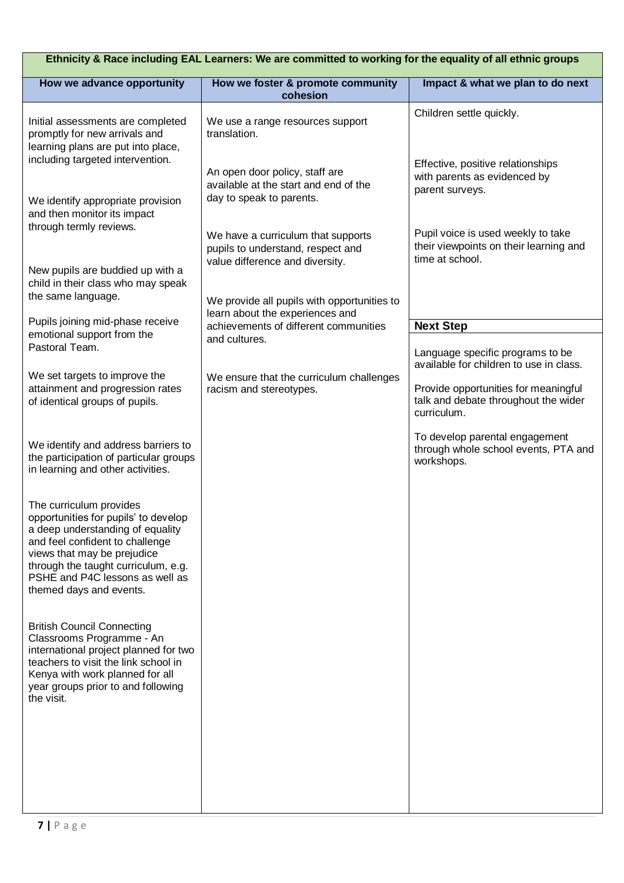| Ethnicity & Race including EAL Learners: We are committed to working for the equality of all ethnic groups | | |
|---|---|---|
| **How we advance opportunity** | **How we foster & promote community cohesion** | **Impact & what we plan to do next** |
| Initial assessments are completed promptly for new arrivals and learning plans are put into place, including targeted intervention.<br><br>We identify appropriate provision and then monitor its impact through termly reviews.<br><br>New pupils are buddied up with a child in their class who may speak the same language.<br><br>Pupils joining mid-phase receive emotional support from the Pastoral Team.<br><br>We set targets to improve the attainment and progression rates of identical groups of pupils.<br><br>We identify and address barriers to the participation of particular groups in learning and other activities.<br><br>The curriculum provides opportunities for pupils' to develop a deep understanding of equality and feel confident to challenge views that may be prejudice through the taught curriculum, e.g. PSHE and P4C lessons as well as themed days and events.<br><br>British Council Connecting Classrooms Programme - An international project planned for two teachers to visit the link school in Kenya with work planned for all year groups prior to and following the visit. | We use a range resources support translation.<br><br>An open door policy, staff are available at the start and end of the day to speak to parents.<br><br>We have a curriculum that supports pupils to understand, respect and value difference and diversity.<br><br>We provide all pupils with opportunities to learn about the experiences and achievements of different communities and cultures.<br><br>We ensure that the curriculum challenges racism and stereotypes. | Children settle quickly.<br><br>Effective, positive relationships with parents as evidenced by parent surveys.<br><br>Pupil voice is used weekly to take their viewpoints on their learning and time at school.<br><br>**Next Step**<br><br>Language specific programs to be available for children to use in class.<br><br>Provide opportunities for meaningful talk and debate throughout the wider curriculum.<br><br>To develop parental engagement through whole school events, PTA and workshops. |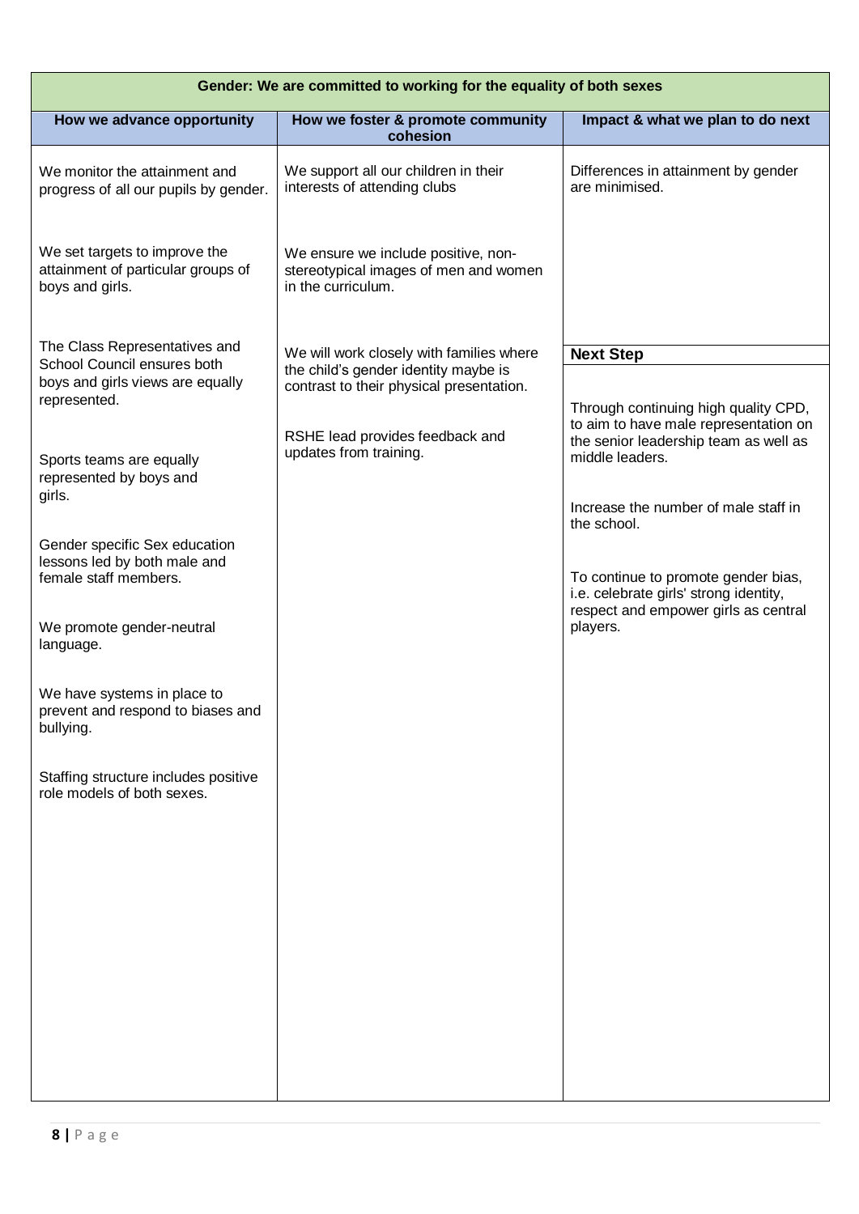| Gender: We are committed to working for the equality of both sexes | | |
|---|---|---|
| **How we advance opportunity** | **How we foster & promote community cohesion** | **Impact & what we plan to do next** |
| We monitor the attainment and progress of all our pupils by gender.<br><br>We set targets to improve the attainment of particular groups of boys and girls.<br><br>The Class Representatives and School Council ensures both boys and girls views are equally represented.<br><br>Sports teams are equally represented by boys and girls.<br><br>Gender specific Sex education lessons led by both male and female staff members.<br><br>We promote gender-neutral language.<br><br>We have systems in place to prevent and respond to biases and bullying.<br><br>Staffing structure includes positive role models of both sexes. | We support all our children in their interests of attending clubs<br><br>We ensure we include positive, non-stereotypical images of men and women in the curriculum.<br><br>We will work closely with families where the child's gender identity maybe is contrast to their physical presentation.<br><br>RSHE lead provides feedback and updates from training. | Differences in attainment by gender are minimised.<br><br>**Next Step**<br><br>Through continuing high quality CPD, to aim to have male representation on the senior leadership team as well as middle leaders.<br><br>Increase the number of male staff in the school.<br><br>To continue to promote gender bias, i.e. celebrate girls' strong identity, respect and empower girls as central players. |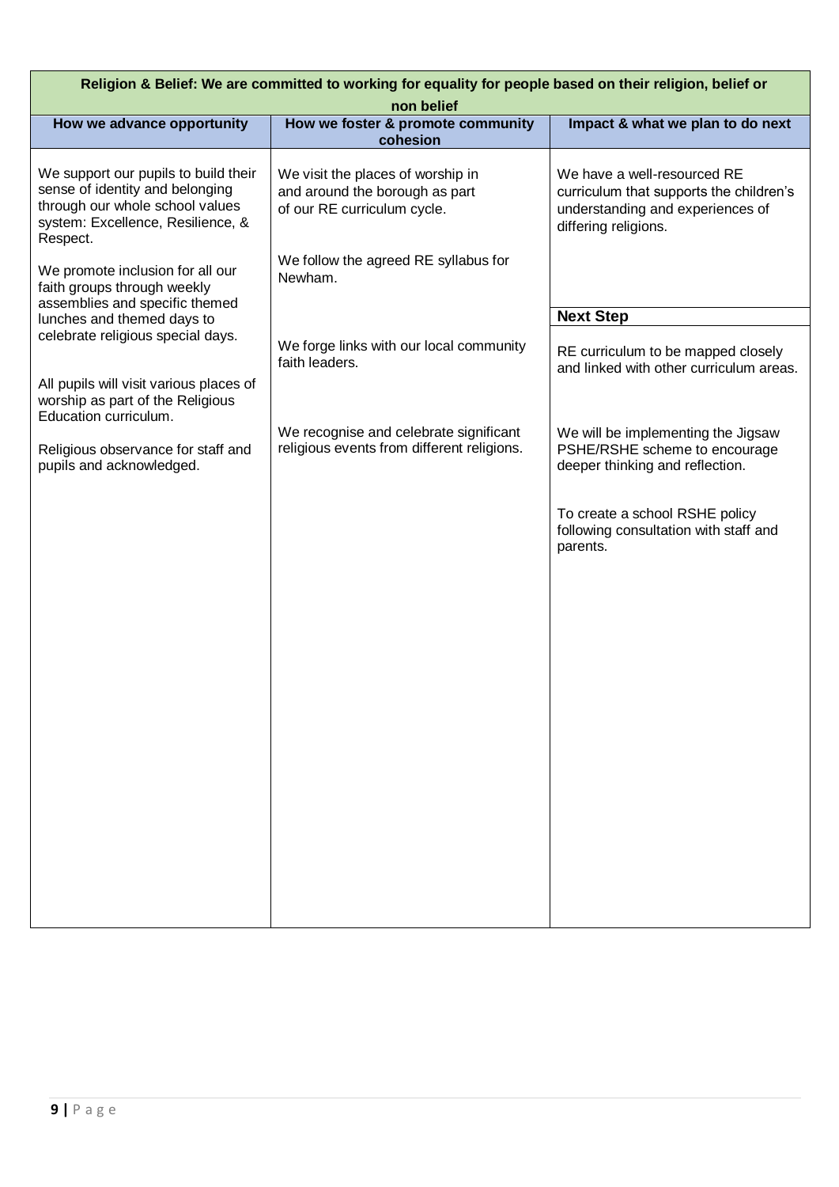| Religion & Belief: We are committed to working for equality for people based on their religion, belief or non belief | | |
|---|---|---|
| **How we advance opportunity** | **How we foster & promote community cohesion** | **Impact & what we plan to do next** |
| We support our pupils to build their sense of identity and belonging through our whole school values system: Excellence, Resilience, & Respect.<br><br>We promote inclusion for all our faith groups through weekly assemblies and specific themed lunches and themed days to celebrate religious special days.<br><br>All pupils will visit various places of worship as part of the Religious Education curriculum.<br><br>Religious observance for staff and pupils and acknowledged. | We visit the places of worship in and around the borough as part of our RE curriculum cycle.<br><br>We follow the agreed RE syllabus for Newham.<br><br>We forge links with our local community faith leaders.<br><br>We recognise and celebrate significant religious events from different religions. | We have a well-resourced RE curriculum that supports the children's understanding and experiences of differing religions.<br><br>**Next Step**<br><br>RE curriculum to be mapped closely and linked with other curriculum areas.<br><br>We will be implementing the Jigsaw PSHE/RSHE scheme to encourage deeper thinking and reflection.<br><br>To create a school RSHE policy following consultation with staff and parents. |